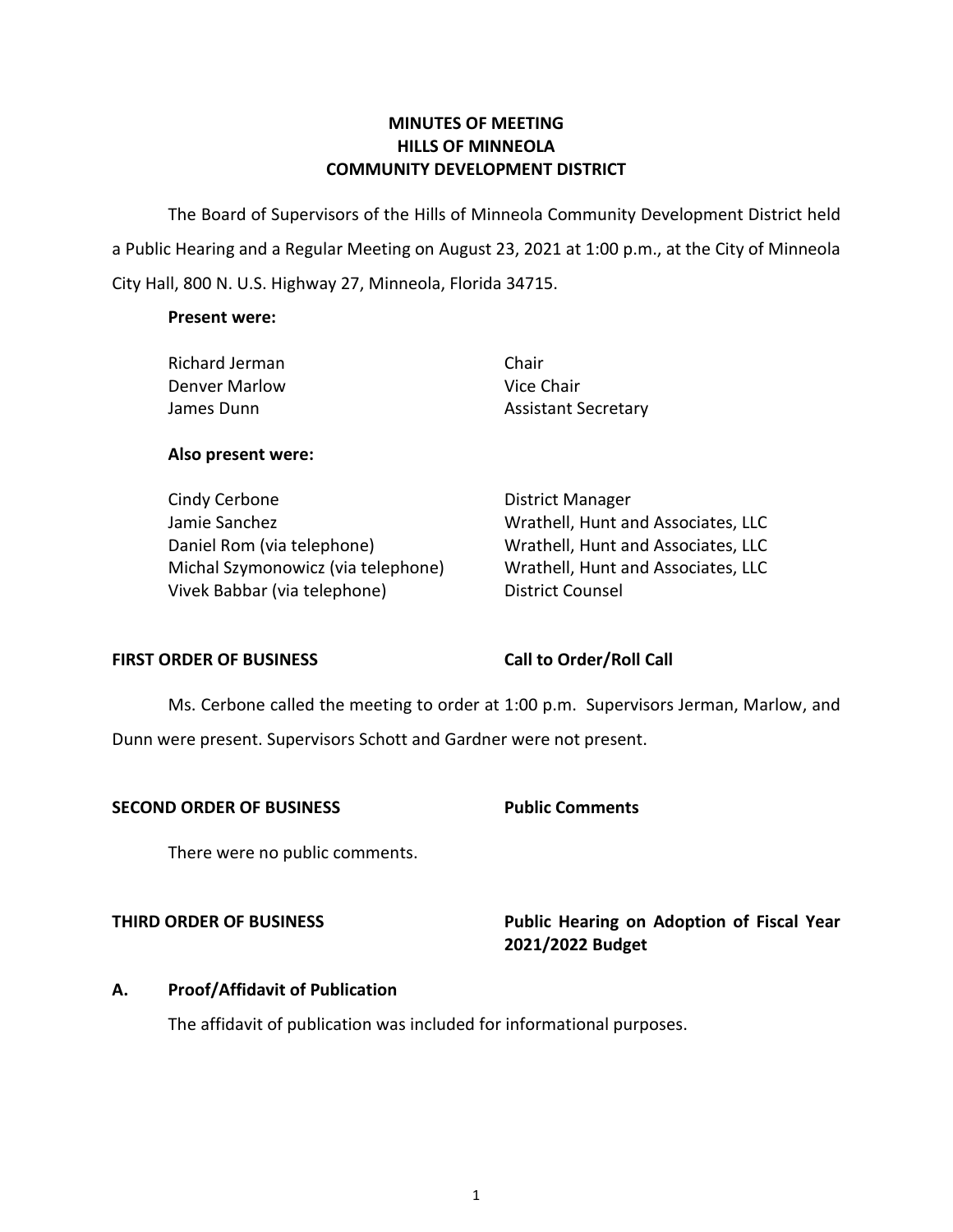# MINUTES OF MEETING
# HILLS OF MINNEOLA
# COMMUNITY DEVELOPMENT DISTRICT

The Board of Supervisors of the Hills of Minneola Community Development District held a Public Hearing and a Regular Meeting on August 23, 2021 at 1:00 p.m., at the City of Minneola City Hall, 800 N. U.S. Highway 27, Minneola, Florida 34715.

**Present were:**

| | |
|---|---|
| Richard Jerman | Chair |
| Denver Marlow | Vice Chair |
| James Dunn | Assistant Secretary |

**Also present were:**

| | |
|---|---|
| Cindy Cerbone | District Manager |
| Jamie Sanchez | Wrathell, Hunt and Associates, LLC |
| Daniel Rom (via telephone) | Wrathell, Hunt and Associates, LLC |
| Michal Szymonowicz (via telephone) | Wrathell, Hunt and Associates, LLC |
| Vivek Babbar (via telephone) | District Counsel |

**FIRST ORDER OF BUSINESS** **Call to Order/Roll Call**

Ms. Cerbone called the meeting to order at 1:00 p.m. Supervisors Jerman, Marlow, and Dunn were present. Supervisors Schott and Gardner were not present.

**SECOND ORDER OF BUSINESS** **Public Comments**

There were no public comments.

**THIRD ORDER OF BUSINESS** **Public Hearing on Adoption of Fiscal Year 2021/2022 Budget**

**A. Proof/Affidavit of Publication**

The affidavit of publication was included for informational purposes.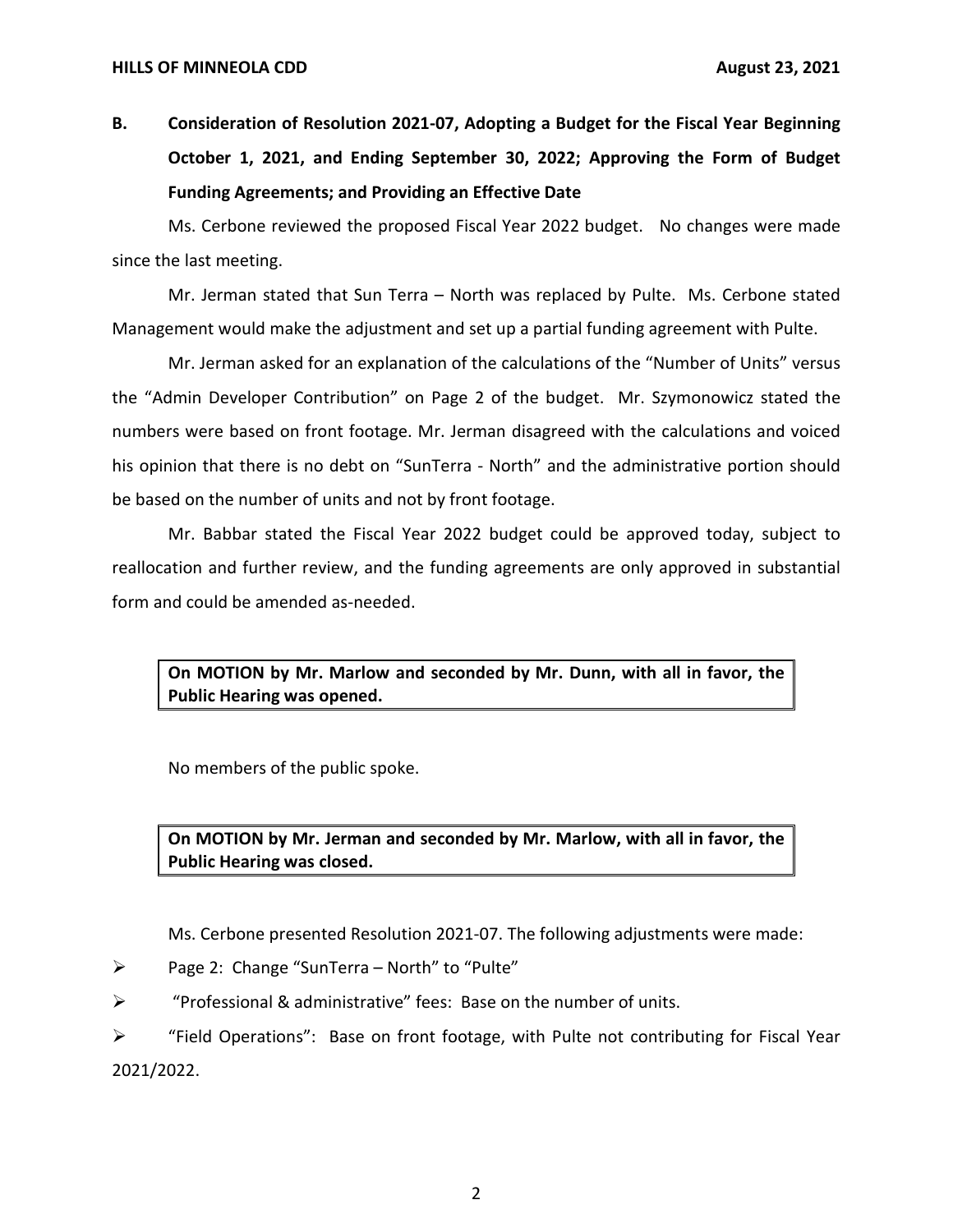**B. Consideration of Resolution 2021-07, Adopting a Budget for the Fiscal Year Beginning October 1, 2021, and Ending September 30, 2022; Approving the Form of Budget Funding Agreements; and Providing an Effective Date**

Ms. Cerbone reviewed the proposed Fiscal Year 2022 budget. No changes were made since the last meeting.

Mr. Jerman stated that Sun Terra – North was replaced by Pulte. Ms. Cerbone stated Management would make the adjustment and set up a partial funding agreement with Pulte.

Mr. Jerman asked for an explanation of the calculations of the "Number of Units" versus the "Admin Developer Contribution" on Page 2 of the budget. Mr. Szymonowicz stated the numbers were based on front footage. Mr. Jerman disagreed with the calculations and voiced his opinion that there is no debt on "SunTerra - North" and the administrative portion should be based on the number of units and not by front footage.

Mr. Babbar stated the Fiscal Year 2022 budget could be approved today, subject to reallocation and further review, and the funding agreements are only approved in substantial form and could be amended as-needed.

> **On MOTION by Mr. Marlow and seconded by Mr. Dunn, with all in favor, the Public Hearing was opened.**

No members of the public spoke.

> **On MOTION by Mr. Jerman and seconded by Mr. Marlow, with all in favor, the Public Hearing was closed.**

Ms. Cerbone presented Resolution 2021-07. The following adjustments were made:

- Page 2: Change "SunTerra – North" to "Pulte"
- "Professional & administrative" fees: Base on the number of units.
- "Field Operations": Base on front footage, with Pulte not contributing for Fiscal Year 2021/2022.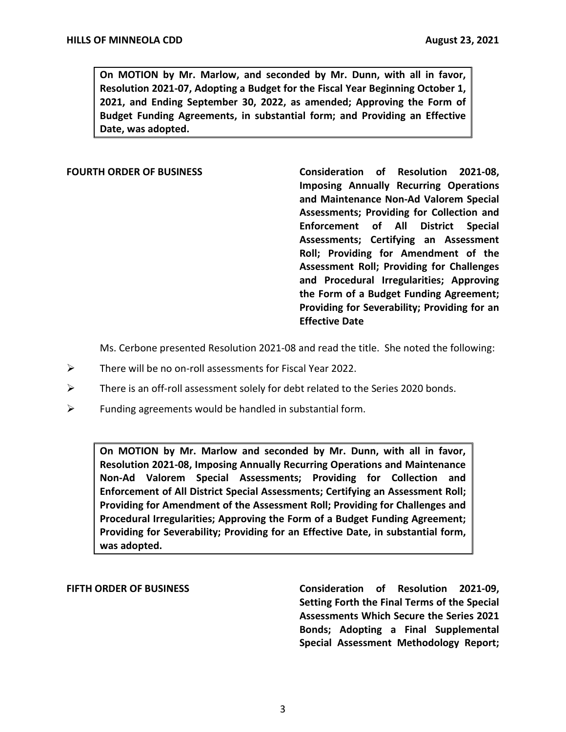**On MOTION by Mr. Marlow, and seconded by Mr. Dunn, with all in favor, Resolution 2021-07, Adopting a Budget for the Fiscal Year Beginning October 1, 2021, and Ending September 30, 2022, as amended; Approving the Form of Budget Funding Agreements, in substantial form; and Providing an Effective Date, was adopted.**

**FOURTH ORDER OF BUSINESS** **Consideration of Resolution 2021-08, Imposing Annually Recurring Operations and Maintenance Non-Ad Valorem Special Assessments; Providing for Collection and Enforcement of All District Special Assessments; Certifying an Assessment Roll; Providing for Amendment of the Assessment Roll; Providing for Challenges and Procedural Irregularities; Approving the Form of a Budget Funding Agreement; Providing for Severability; Providing for an Effective Date**

Ms. Cerbone presented Resolution 2021-08 and read the title. She noted the following:

- There will be no on-roll assessments for Fiscal Year 2022.
- There is an off-roll assessment solely for debt related to the Series 2020 bonds.
- Funding agreements would be handled in substantial form.

**On MOTION by Mr. Marlow and seconded by Mr. Dunn, with all in favor, Resolution 2021-08, Imposing Annually Recurring Operations and Maintenance Non-Ad Valorem Special Assessments; Providing for Collection and Enforcement of All District Special Assessments; Certifying an Assessment Roll; Providing for Amendment of the Assessment Roll; Providing for Challenges and Procedural Irregularities; Approving the Form of a Budget Funding Agreement; Providing for Severability; Providing for an Effective Date, in substantial form, was adopted.**

**FIFTH ORDER OF BUSINESS** **Consideration of Resolution 2021-09, Setting Forth the Final Terms of the Special Assessments Which Secure the Series 2021 Bonds; Adopting a Final Supplemental Special Assessment Methodology Report;**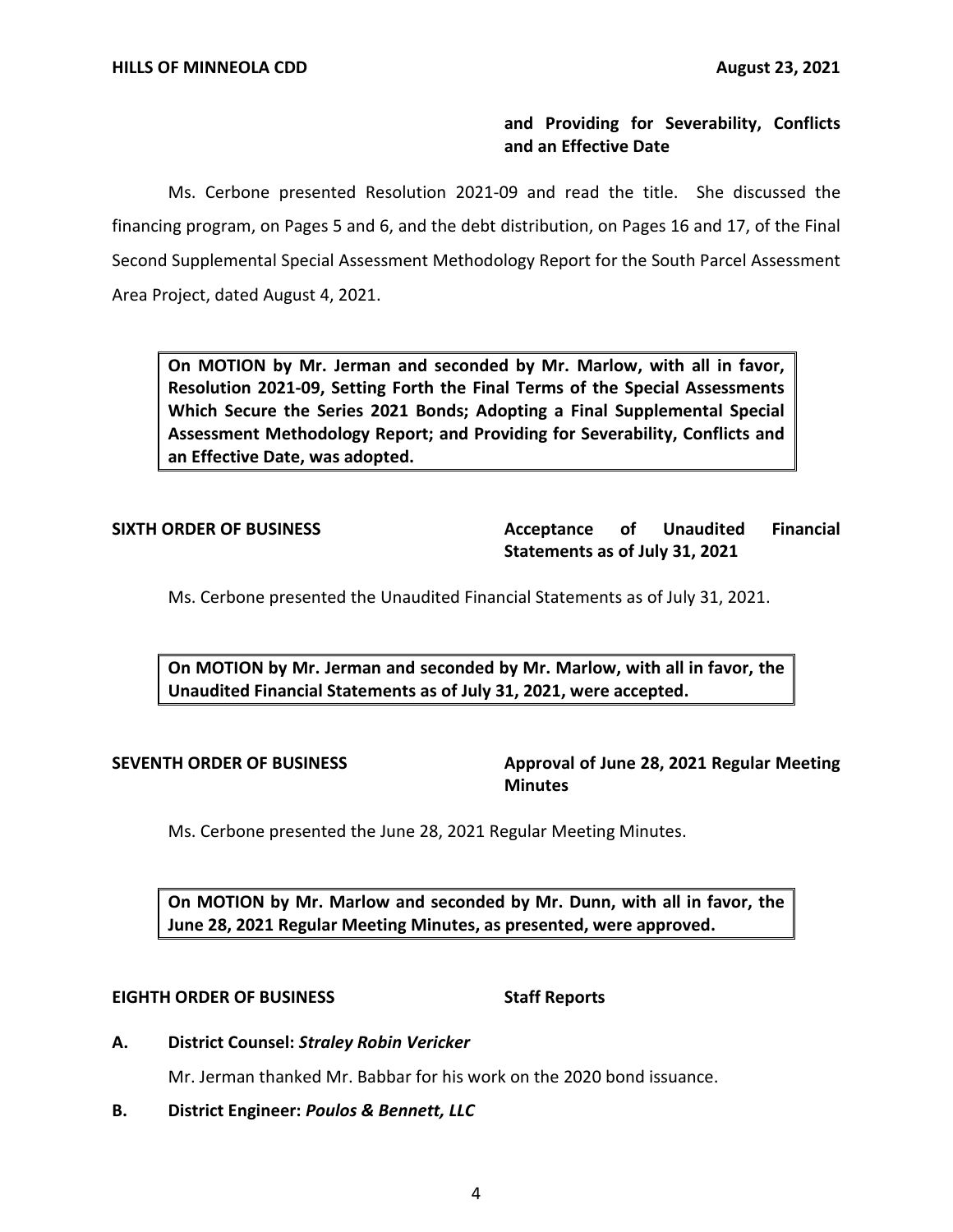**and Providing for Severability, Conflicts and an Effective Date**

Ms. Cerbone presented Resolution 2021-09 and read the title. She discussed the financing program, on Pages 5 and 6, and the debt distribution, on Pages 16 and 17, of the Final Second Supplemental Special Assessment Methodology Report for the South Parcel Assessment Area Project, dated August 4, 2021.

> **On MOTION by Mr. Jerman and seconded by Mr. Marlow, with all in favor, Resolution 2021-09, Setting Forth the Final Terms of the Special Assessments Which Secure the Series 2021 Bonds; Adopting a Final Supplemental Special Assessment Methodology Report; and Providing for Severability, Conflicts and an Effective Date, was adopted.**

**SIXTH ORDER OF BUSINESS** **Acceptance of Unaudited Financial Statements as of July 31, 2021**

Ms. Cerbone presented the Unaudited Financial Statements as of July 31, 2021.

> **On MOTION by Mr. Jerman and seconded by Mr. Marlow, with all in favor, the Unaudited Financial Statements as of July 31, 2021, were accepted.**

**SEVENTH ORDER OF BUSINESS** **Approval of June 28, 2021 Regular Meeting Minutes**

Ms. Cerbone presented the June 28, 2021 Regular Meeting Minutes.

> **On MOTION by Mr. Marlow and seconded by Mr. Dunn, with all in favor, the June 28, 2021 Regular Meeting Minutes, as presented, were approved.**

**EIGHTH ORDER OF BUSINESS** **Staff Reports**

**A. District Counsel: *Straley Robin Vericker***

Mr. Jerman thanked Mr. Babbar for his work on the 2020 bond issuance.

**B. District Engineer: *Poulos & Bennett, LLC***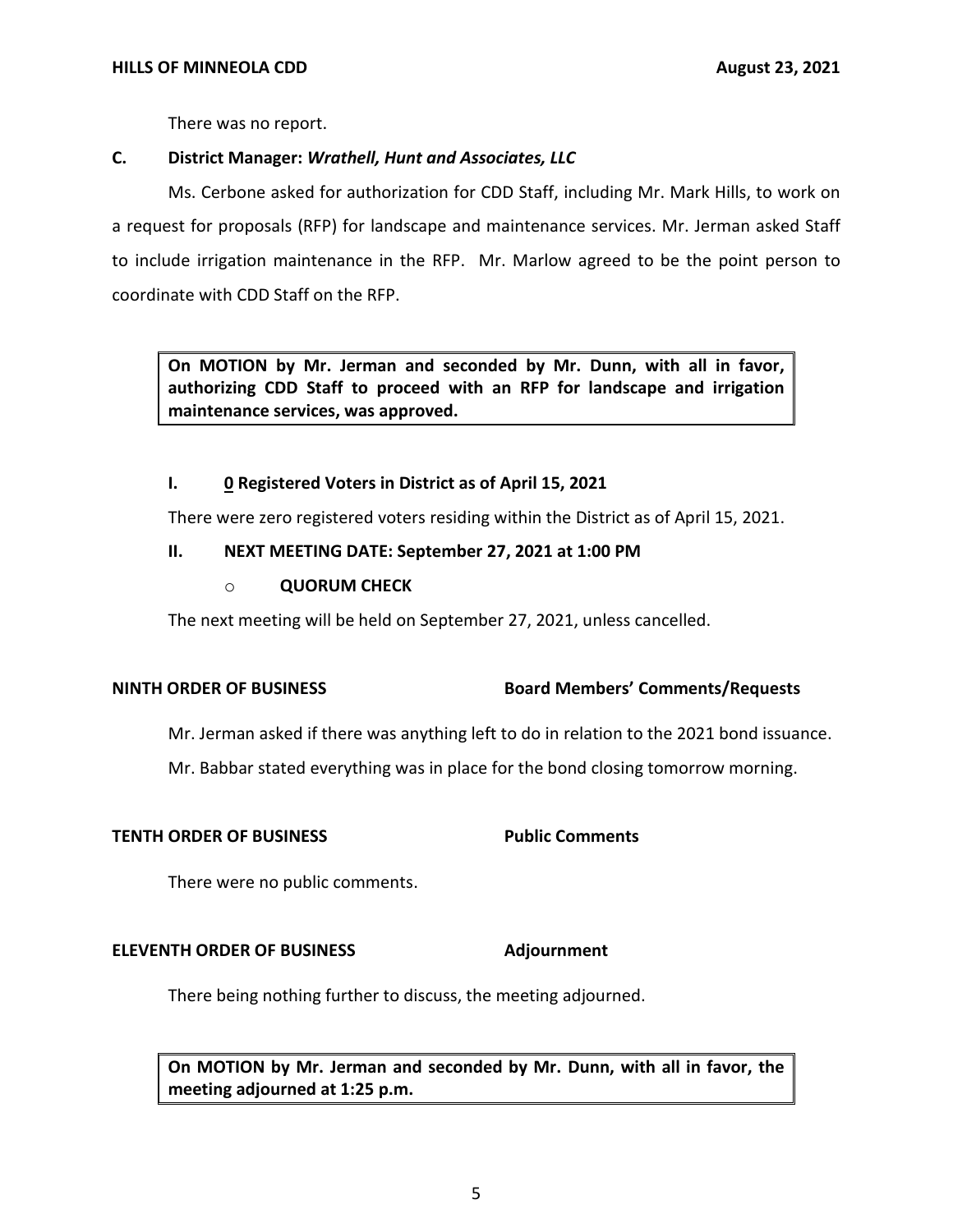There was no report.

**C. District Manager: *Wrathell, Hunt and Associates, LLC***

Ms. Cerbone asked for authorization for CDD Staff, including Mr. Mark Hills, to work on a request for proposals (RFP) for landscape and maintenance services. Mr. Jerman asked Staff to include irrigation maintenance in the RFP. Mr. Marlow agreed to be the point person to coordinate with CDD Staff on the RFP.

**On MOTION by Mr. Jerman and seconded by Mr. Dunn, with all in favor, authorizing CDD Staff to proceed with an RFP for landscape and irrigation maintenance services, was approved.**

**I. 0 Registered Voters in District as of April 15, 2021**

There were zero registered voters residing within the District as of April 15, 2021.

**II. NEXT MEETING DATE: September 27, 2021 at 1:00 PM**

- **QUORUM CHECK**

The next meeting will be held on September 27, 2021, unless cancelled.

**NINTH ORDER OF BUSINESS — Board Members' Comments/Requests**

Mr. Jerman asked if there was anything left to do in relation to the 2021 bond issuance.

Mr. Babbar stated everything was in place for the bond closing tomorrow morning.

**TENTH ORDER OF BUSINESS — Public Comments**

There were no public comments.

**ELEVENTH ORDER OF BUSINESS — Adjournment**

There being nothing further to discuss, the meeting adjourned.

**On MOTION by Mr. Jerman and seconded by Mr. Dunn, with all in favor, the meeting adjourned at 1:25 p.m.**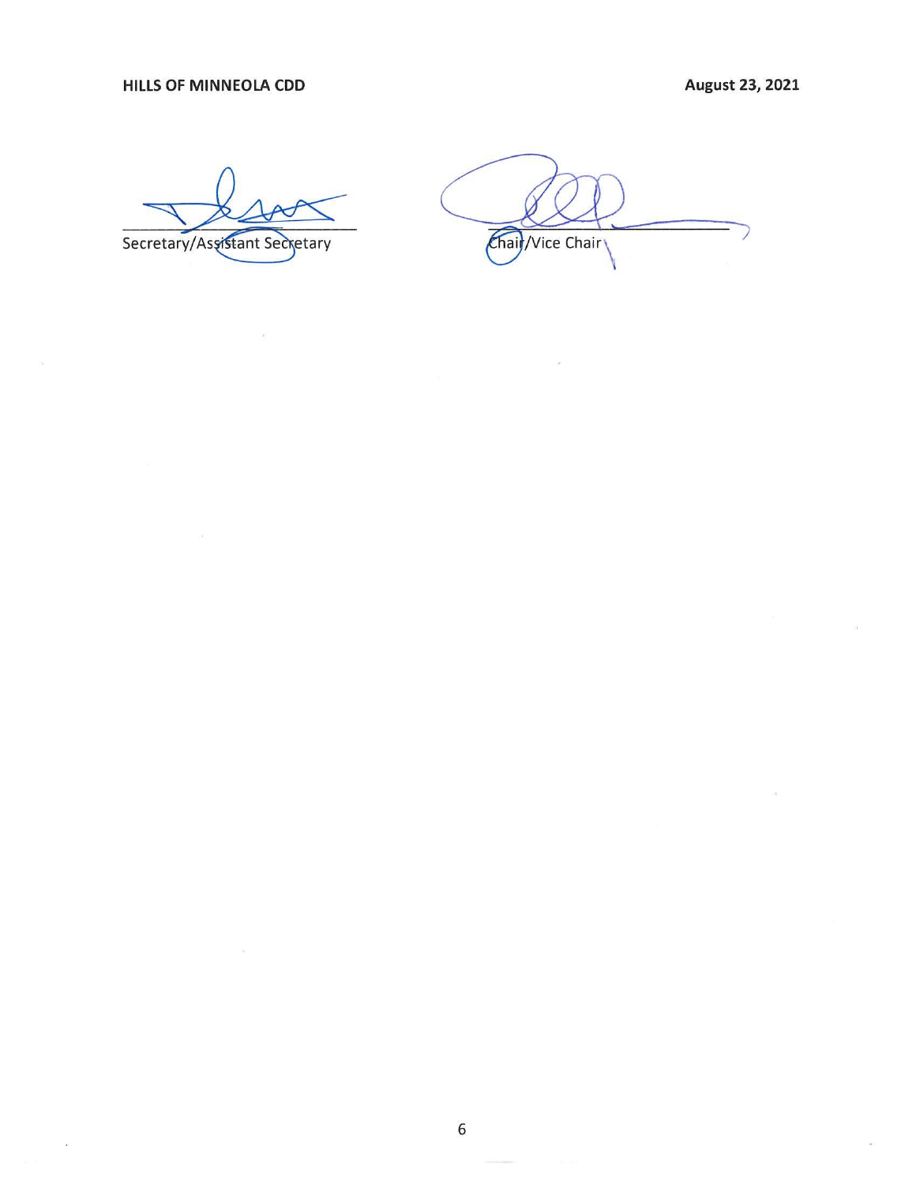Secretary/Assistant Secretary

Chair/Vice Chair